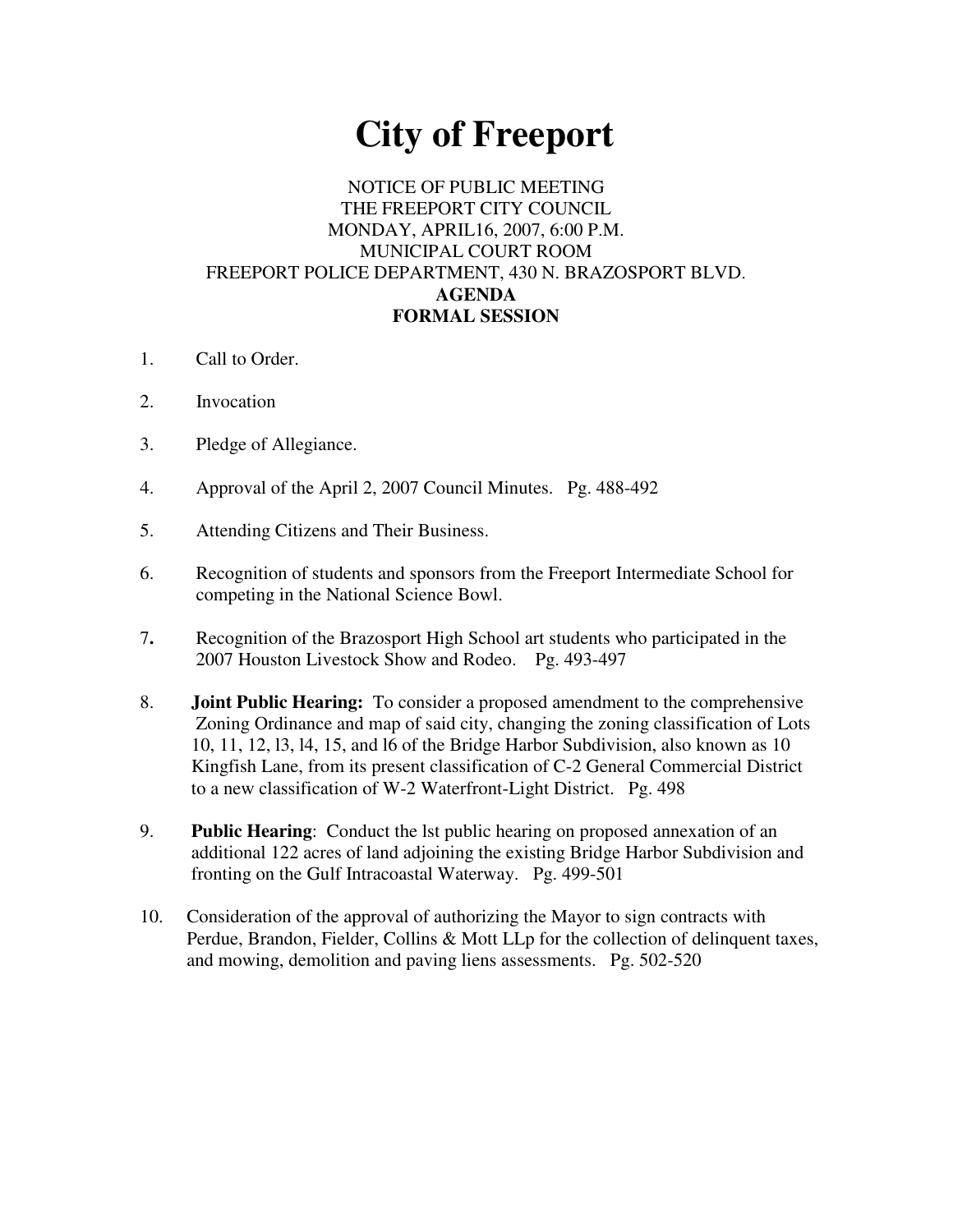# City of Freeport

NOTICE OF PUBLIC MEETING
THE FREEPORT CITY COUNCIL
MONDAY, APRIL16, 2007, 6:00 P.M.
MUNICIPAL COURT ROOM
FREEPORT POLICE DEPARTMENT, 430 N. BRAZOSPORT BLVD.

**AGENDA**
**FORMAL SESSION**

1. Call to Order.

2. Invocation

3. Pledge of Allegiance.

4. Approval of the April 2, 2007 Council Minutes. Pg. 488-492

5. Attending Citizens and Their Business.

6. Recognition of students and sponsors from the Freeport Intermediate School for competing in the National Science Bowl.

7. Recognition of the Brazosport High School art students who participated in the 2007 Houston Livestock Show and Rodeo. Pg. 493-497

8. **Joint Public Hearing:** To consider a proposed amendment to the comprehensive Zoning Ordinance and map of said city, changing the zoning classification of Lots 10, 11, 12, l3, l4, 15, and l6 of the Bridge Harbor Subdivision, also known as 10 Kingfish Lane, from its present classification of C-2 General Commercial District to a new classification of W-2 Waterfront-Light District. Pg. 498

9. **Public Hearing**: Conduct the lst public hearing on proposed annexation of an additional 122 acres of land adjoining the existing Bridge Harbor Subdivision and fronting on the Gulf Intracoastal Waterway. Pg. 499-501

10. Consideration of the approval of authorizing the Mayor to sign contracts with Perdue, Brandon, Fielder, Collins & Mott LLp for the collection of delinquent taxes, and mowing, demolition and paving liens assessments. Pg. 502-520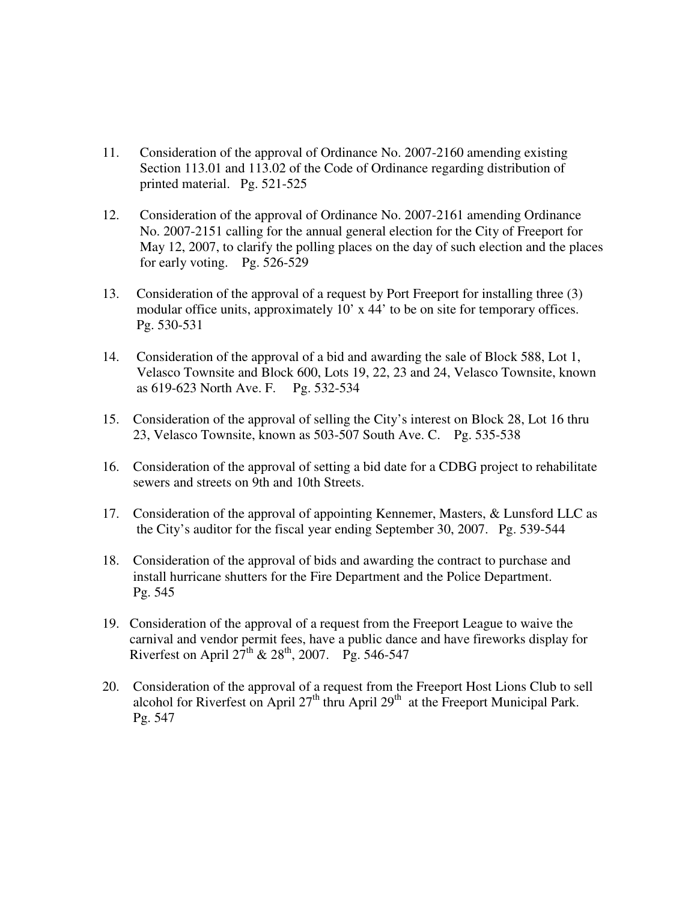11. Consideration of the approval of Ordinance No. 2007-2160 amending existing Section 113.01 and 113.02 of the Code of Ordinance regarding distribution of printed material. Pg. 521-525

12. Consideration of the approval of Ordinance No. 2007-2161 amending Ordinance No. 2007-2151 calling for the annual general election for the City of Freeport for May 12, 2007, to clarify the polling places on the day of such election and the places for early voting. Pg. 526-529

13. Consideration of the approval of a request by Port Freeport for installing three (3) modular office units, approximately 10' x 44' to be on site for temporary offices. Pg. 530-531

14. Consideration of the approval of a bid and awarding the sale of Block 588, Lot 1, Velasco Townsite and Block 600, Lots 19, 22, 23 and 24, Velasco Townsite, known as 619-623 North Ave. F. Pg. 532-534

15. Consideration of the approval of selling the City's interest on Block 28, Lot 16 thru 23, Velasco Townsite, known as 503-507 South Ave. C. Pg. 535-538

16. Consideration of the approval of setting a bid date for a CDBG project to rehabilitate sewers and streets on 9th and 10th Streets.

17. Consideration of the approval of appointing Kennemer, Masters, & Lunsford LLC as the City's auditor for the fiscal year ending September 30, 2007. Pg. 539-544

18. Consideration of the approval of bids and awarding the contract to purchase and install hurricane shutters for the Fire Department and the Police Department. Pg. 545

19. Consideration of the approval of a request from the Freeport League to waive the carnival and vendor permit fees, have a public dance and have fireworks display for Riverfest on April 27th & 28th, 2007. Pg. 546-547

20. Consideration of the approval of a request from the Freeport Host Lions Club to sell alcohol for Riverfest on April 27th thru April 29th at the Freeport Municipal Park. Pg. 547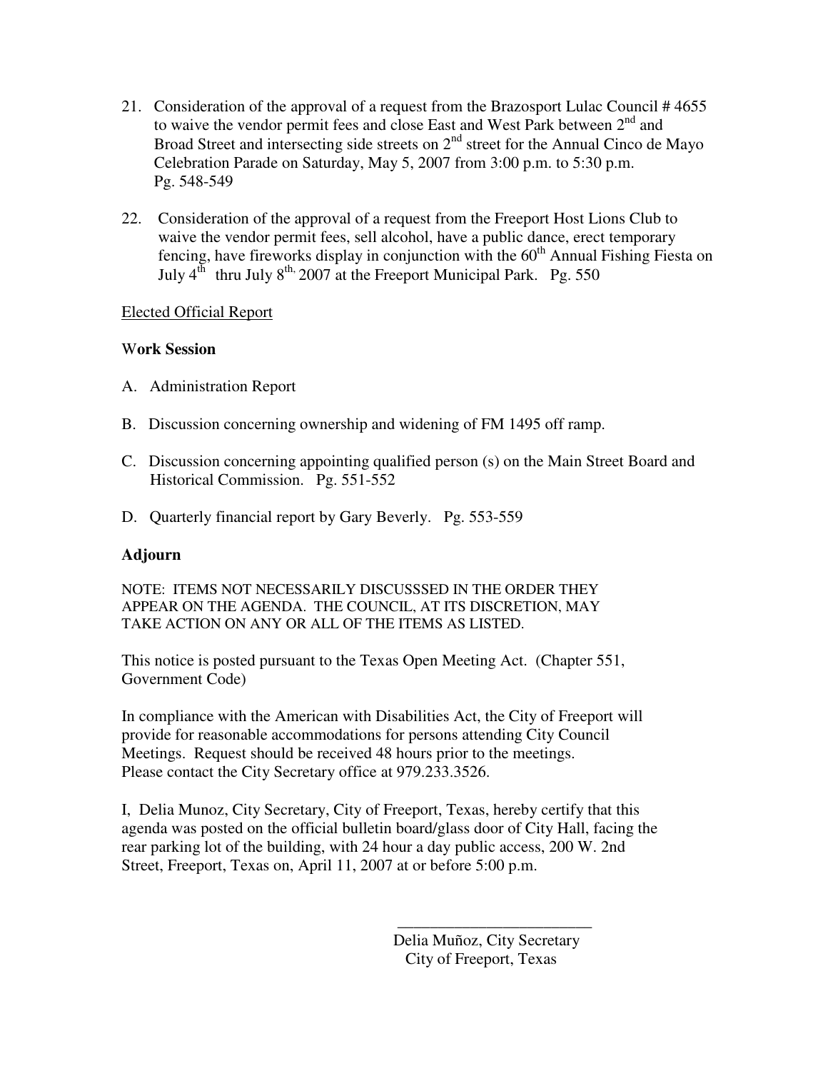21. Consideration of the approval of a request from the Brazosport Lulac Council # 4655 to waive the vendor permit fees and close East and West Park between 2nd and Broad Street and intersecting side streets on 2nd street for the Annual Cinco de Mayo Celebration Parade on Saturday, May 5, 2007 from 3:00 p.m. to 5:30 p.m. Pg. 548-549

22. Consideration of the approval of a request from the Freeport Host Lions Club to waive the vendor permit fees, sell alcohol, have a public dance, erect temporary fencing, have fireworks display in conjunction with the 60th Annual Fishing Fiesta on July 4th thru July 8th, 2007 at the Freeport Municipal Park. Pg. 550

<u>Elected Official Report</u>

**Work Session**

A. Administration Report

B. Discussion concerning ownership and widening of FM 1495 off ramp.

C. Discussion concerning appointing qualified person (s) on the Main Street Board and Historical Commission. Pg. 551-552

D. Quarterly financial report by Gary Beverly. Pg. 553-559

**Adjourn**

NOTE: ITEMS NOT NECESSARILY DISCUSSSED IN THE ORDER THEY APPEAR ON THE AGENDA. THE COUNCIL, AT ITS DISCRETION, MAY TAKE ACTION ON ANY OR ALL OF THE ITEMS AS LISTED.

This notice is posted pursuant to the Texas Open Meeting Act. (Chapter 551, Government Code)

In compliance with the American with Disabilities Act, the City of Freeport will provide for reasonable accommodations for persons attending City Council Meetings. Request should be received 48 hours prior to the meetings. Please contact the City Secretary office at 979.233.3526.

I, Delia Munoz, City Secretary, City of Freeport, Texas, hereby certify that this agenda was posted on the official bulletin board/glass door of City Hall, facing the rear parking lot of the building, with 24 hour a day public access, 200 W. 2nd Street, Freeport, Texas on, April 11, 2007 at or before 5:00 p.m.

\_\_\_\_\_\_\_\_\_\_\_\_\_\_\_\_\_\_\_\_\_\_\_\_\_

Delia Muñoz, City Secretary
City of Freeport, Texas